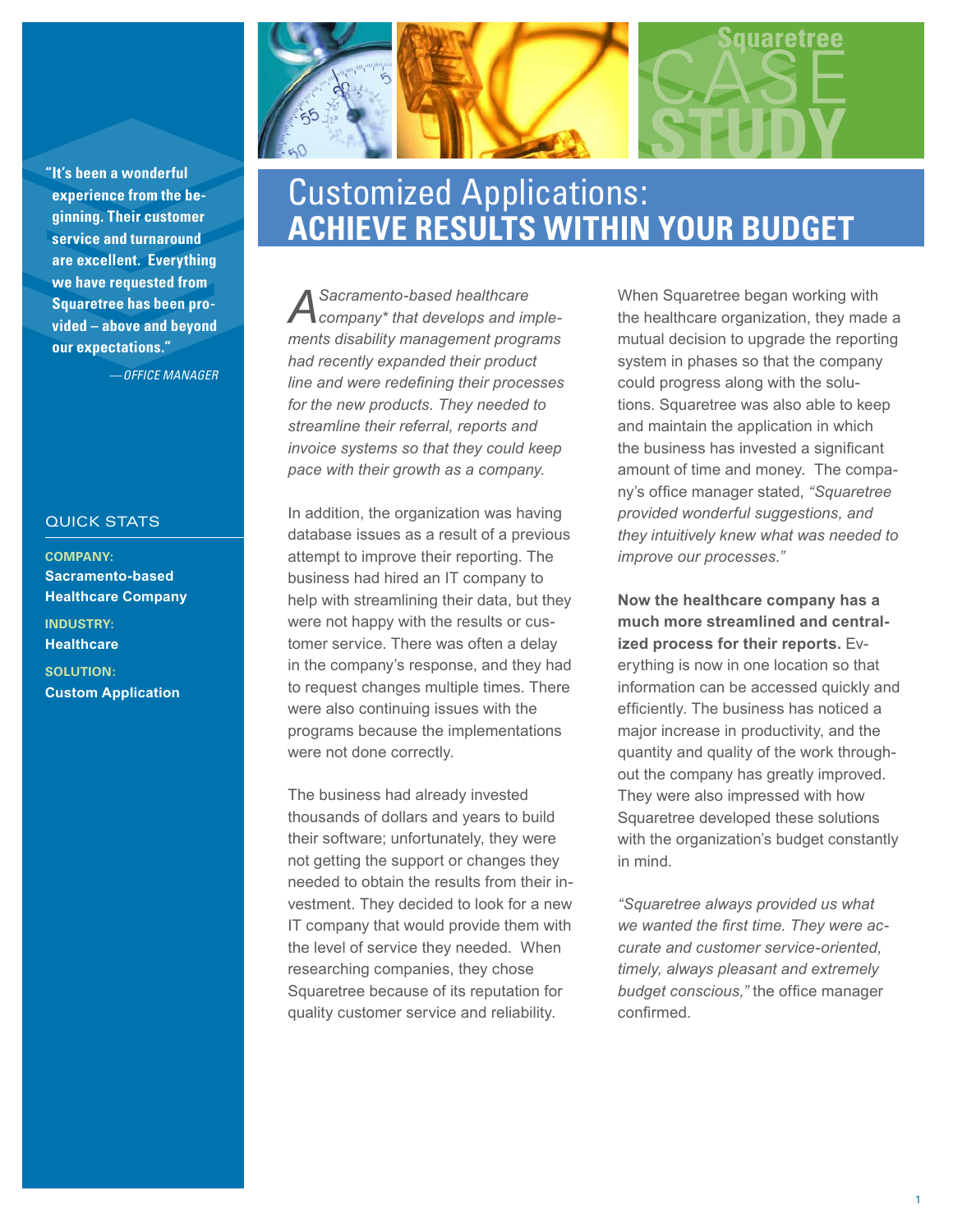Squaretree CASE STUDY

# Customized Applications: **ACHIEVE RESULTS WITHIN YOUR BUDGET**

**"It's been a wonderful experience from the beginning. Their customer service and turnaround are excellent. Everything we have requested from Squaretree has been provided – above and beyond our expectations."**

*—OFFICE MANAGER*

## QUICK STATS

**COMPANY:**
**Sacramento-based Healthcare Company**

**INDUSTRY:**
**Healthcare**

**SOLUTION:**
**Custom Application**

*A Sacramento-based healthcare company* that develops and implements disability management programs had recently expanded their product line and were redefining their processes for the new products. They needed to streamline their referral, reports and invoice systems so that they could keep pace with their growth as a company.*

In addition, the organization was having database issues as a result of a previous attempt to improve their reporting. The business had hired an IT company to help with streamlining their data, but they were not happy with the results or customer service. There was often a delay in the company's response, and they had to request changes multiple times. There were also continuing issues with the programs because the implementations were not done correctly.

The business had already invested thousands of dollars and years to build their software; unfortunately, they were not getting the support or changes they needed to obtain the results from their investment. They decided to look for a new IT company that would provide them with the level of service they needed. When researching companies, they chose Squaretree because of its reputation for quality customer service and reliability.

When Squaretree began working with the healthcare organization, they made a mutual decision to upgrade the reporting system in phases so that the company could progress along with the solutions. Squaretree was also able to keep and maintain the application in which the business has invested a significant amount of time and money. The company's office manager stated, *"Squaretree provided wonderful suggestions, and they intuitively knew what was needed to improve our processes."*

**Now the healthcare company has a much more streamlined and centralized process for their reports.** Everything is now in one location so that information can be accessed quickly and efficiently. The business has noticed a major increase in productivity, and the quantity and quality of the work throughout the company has greatly improved. They were also impressed with how Squaretree developed these solutions with the organization's budget constantly in mind.

*"Squaretree always provided us what we wanted the first time. They were accurate and customer service-oriented, timely, always pleasant and extremely budget conscious,"* the office manager confirmed.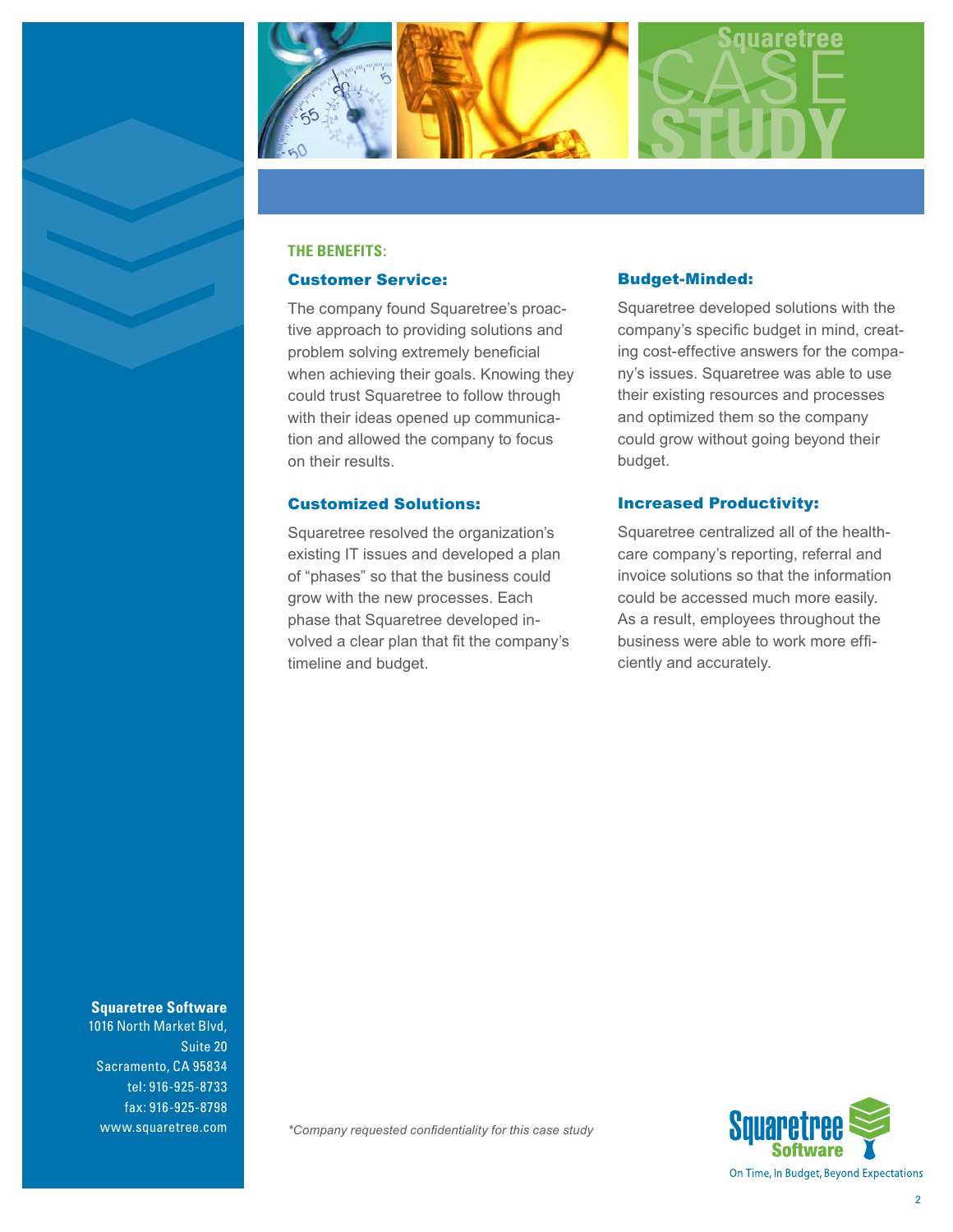## THE BENEFITS:

### Customer Service:

The company found Squaretree's proactive approach to providing solutions and problem solving extremely beneficial when achieving their goals. Knowing they could trust Squaretree to follow through with their ideas opened up communication and allowed the company to focus on their results.

### Customized Solutions:

Squaretree resolved the organization's existing IT issues and developed a plan of "phases" so that the business could grow with the new processes. Each phase that Squaretree developed involved a clear plan that fit the company's timeline and budget.

### Budget-Minded:

Squaretree developed solutions with the company's specific budget in mind, creating cost-effective answers for the company's issues. Squaretree was able to use their existing resources and processes and optimized them so the company could grow without going beyond their budget.

### Increased Productivity:

Squaretree centralized all of the healthcare company's reporting, referral and invoice solutions so that the information could be accessed much more easily. As a result, employees throughout the business were able to work more efficiently and accurately.

*\*Company requested confidentiality for this case study*

**Squaretree Software**
1016 North Market Blvd,
Suite 20
Sacramento, CA 95834
tel: 916-925-8733
fax: 916-925-8798
www.squaretree.com

Squaretree Software
On Time, In Budget, Beyond Expectations